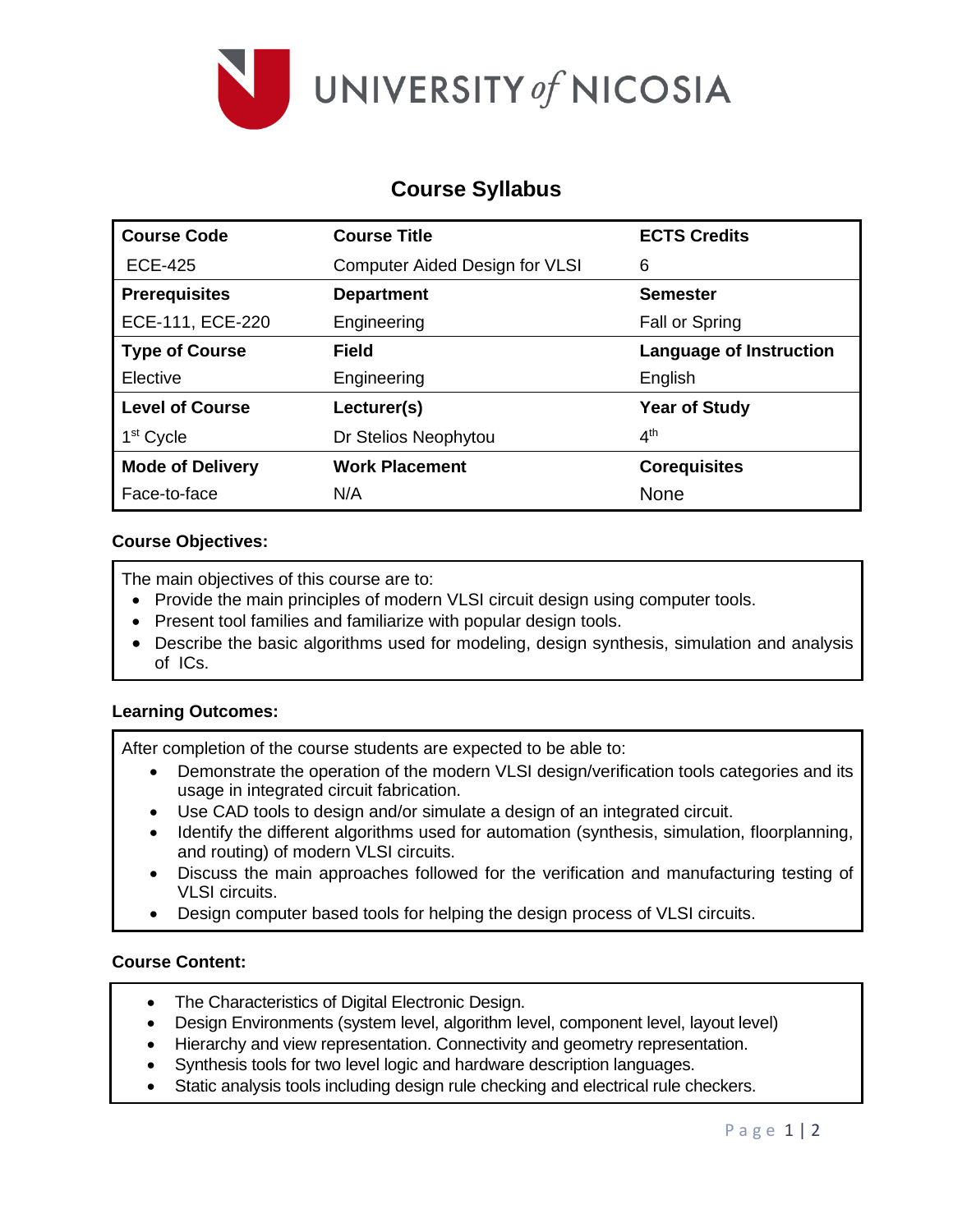UNIVERSITY *of* NICOSIA

# Course Syllabus

| Course Code | Course Title | ECTS Credits |
|---|---|---|
| ECE-425 | Computer Aided Design for VLSI | 6 |
| **Prerequisites** | **Department** | **Semester** |
| ECE-111, ECE-220 | Engineering | Fall or Spring |
| **Type of Course** | **Field** | **Language of Instruction** |
| Elective | Engineering | English |
| **Level of Course** | **Lecturer(s)** | **Year of Study** |
| 1st Cycle | Dr Stelios Neophytou | 4th |
| **Mode of Delivery** | **Work Placement** | **Corequisites** |
| Face-to-face | N/A | None |

**Course Objectives:**

The main objectives of this course are to:

- Provide the main principles of modern VLSI circuit design using computer tools.
- Present tool families and familiarize with popular design tools.
- Describe the basic algorithms used for modeling, design synthesis, simulation and analysis of ICs.

**Learning Outcomes:**

After completion of the course students are expected to be able to:

- Demonstrate the operation of the modern VLSI design/verification tools categories and its usage in integrated circuit fabrication.
- Use CAD tools to design and/or simulate a design of an integrated circuit.
- Identify the different algorithms used for automation (synthesis, simulation, floorplanning, and routing) of modern VLSI circuits.
- Discuss the main approaches followed for the verification and manufacturing testing of VLSI circuits.
- Design computer based tools for helping the design process of VLSI circuits.

**Course Content:**

- The Characteristics of Digital Electronic Design.
- Design Environments (system level, algorithm level, component level, layout level)
- Hierarchy and view representation. Connectivity and geometry representation.
- Synthesis tools for two level logic and hardware description languages.
- Static analysis tools including design rule checking and electrical rule checkers.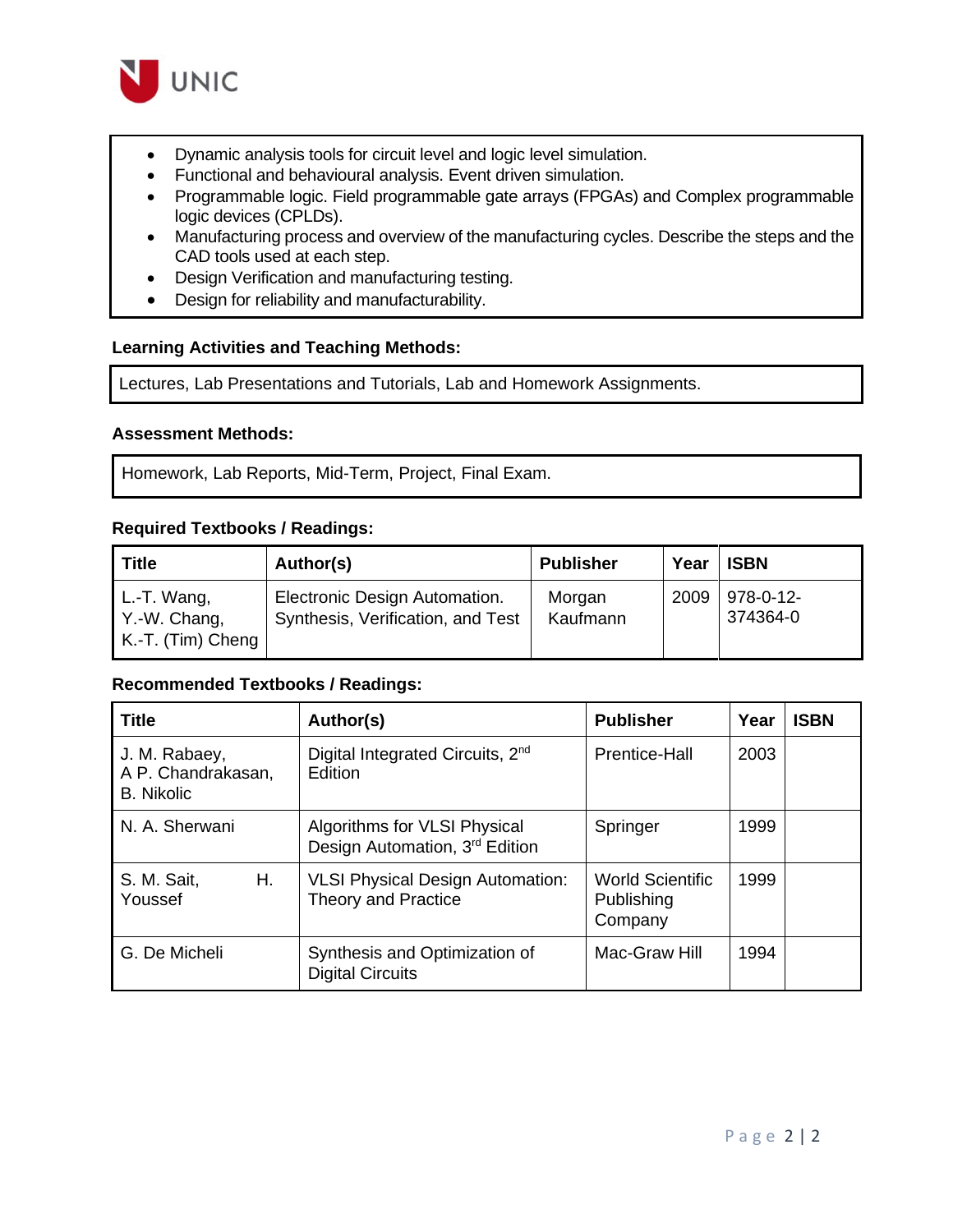- Dynamic analysis tools for circuit level and logic level simulation.
- Functional and behavioural analysis. Event driven simulation.
- Programmable logic. Field programmable gate arrays (FPGAs) and Complex programmable logic devices (CPLDs).
- Manufacturing process and overview of the manufacturing cycles. Describe the steps and the CAD tools used at each step.
- Design Verification and manufacturing testing.
- Design for reliability and manufacturability.

**Learning Activities and Teaching Methods:**

Lectures, Lab Presentations and Tutorials, Lab and Homework Assignments.

**Assessment Methods:**

Homework, Lab Reports, Mid-Term, Project, Final Exam.

**Required Textbooks / Readings:**

| Title | Author(s) | Publisher | Year | ISBN |
|---|---|---|---|---|
| L.-T. Wang, Y.-W. Chang, K.-T. (Tim) Cheng | Electronic Design Automation. Synthesis, Verification, and Test | Morgan Kaufmann | 2009 | 978-0-12-374364-0 |

**Recommended Textbooks / Readings:**

| Title | Author(s) | Publisher | Year | ISBN |
|---|---|---|---|---|
| J. M. Rabaey, A P. Chandrakasan, B. Nikolic | Digital Integrated Circuits, 2nd Edition | Prentice-Hall | 2003 | |
| N. A. Sherwani | Algorithms for VLSI Physical Design Automation, 3rd Edition | Springer | 1999 | |
| S. M. Sait, H. Youssef | VLSI Physical Design Automation: Theory and Practice | World Scientific Publishing Company | 1999 | |
| G. De Micheli | Synthesis and Optimization of Digital Circuits | Mac-Graw Hill | 1994 | |